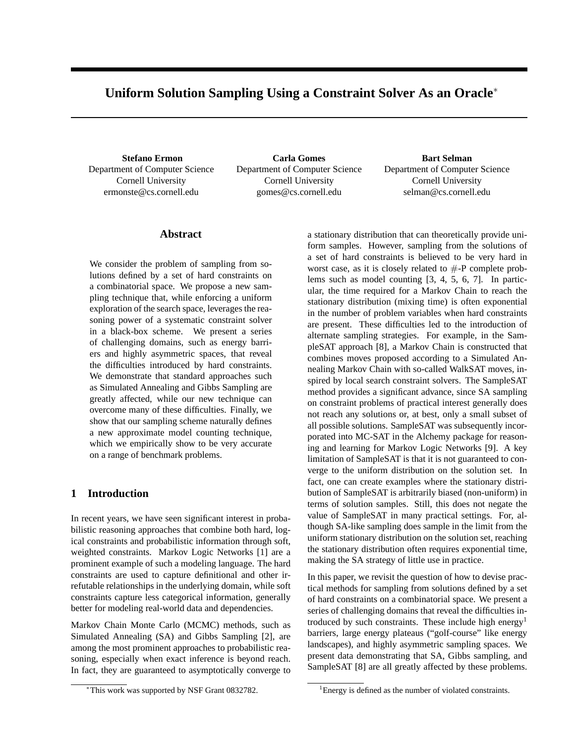# Uniform Solution Sampling Using a Constraint Solver As an Oracle*

**Stefano Ermon**
Department of Computer Science
Cornell University
ermonste@cs.cornell.edu

**Carla Gomes**
Department of Computer Science
Cornell University
gomes@cs.cornell.edu

**Bart Selman**
Department of Computer Science
Cornell University
selman@cs.cornell.edu

## Abstract

We consider the problem of sampling from solutions defined by a set of hard constraints on a combinatorial space. We propose a new sampling technique that, while enforcing a uniform exploration of the search space, leverages the reasoning power of a systematic constraint solver in a black-box scheme. We present a series of challenging domains, such as energy barriers and highly asymmetric spaces, that reveal the difficulties introduced by hard constraints. We demonstrate that standard approaches such as Simulated Annealing and Gibbs Sampling are greatly affected, while our new technique can overcome many of these difficulties. Finally, we show that our sampling scheme naturally defines a new approximate model counting technique, which we empirically show to be very accurate on a range of benchmark problems.

## 1 Introduction

In recent years, we have seen significant interest in probabilistic reasoning approaches that combine both hard, logical constraints and probabilistic information through soft, weighted constraints. Markov Logic Networks [1] are a prominent example of such a modeling language. The hard constraints are used to capture definitional and other irrefutable relationships in the underlying domain, while soft constraints capture less categorical information, generally better for modeling real-world data and dependencies.

Markov Chain Monte Carlo (MCMC) methods, such as Simulated Annealing (SA) and Gibbs Sampling [2], are among the most prominent approaches to probabilistic reasoning, especially when exact inference is beyond reach. In fact, they are guaranteed to asymptotically converge to a stationary distribution that can theoretically provide uniform samples. However, sampling from the solutions of a set of hard constraints is believed to be very hard in worst case, as it is closely related to #-P complete problems such as model counting [3, 4, 5, 6, 7]. In particular, the time required for a Markov Chain to reach the stationary distribution (mixing time) is often exponential in the number of problem variables when hard constraints are present. These difficulties led to the introduction of alternate sampling strategies. For example, in the SampleSAT approach [8], a Markov Chain is constructed that combines moves proposed according to a Simulated Annealing Markov Chain with so-called WalkSAT moves, inspired by local search constraint solvers. The SampleSAT method provides a significant advance, since SA sampling on constraint problems of practical interest generally does not reach any solutions or, at best, only a small subset of all possible solutions. SampleSAT was subsequently incorporated into MC-SAT in the Alchemy package for reasoning and learning for Markov Logic Networks [9]. A key limitation of SampleSAT is that it is not guaranteed to converge to the uniform distribution on the solution set. In fact, one can create examples where the stationary distribution of SampleSAT is arbitrarily biased (non-uniform) in terms of solution samples. Still, this does not negate the value of SampleSAT in many practical settings. For, although SA-like sampling does sample in the limit from the uniform stationary distribution on the solution set, reaching the stationary distribution often requires exponential time, making the SA strategy of little use in practice.

In this paper, we revisit the question of how to devise practical methods for sampling from solutions defined by a set of hard constraints on a combinatorial space. We present a series of challenging domains that reveal the difficulties introduced by such constraints. These include high energy[1] barriers, large energy plateaus ("golf-course" like energy landscapes), and highly asymmetric sampling spaces. We present data demonstrating that SA, Gibbs sampling, and SampleSAT [8] are all greatly affected by these problems.

*This work was supported by NSF Grant 0832782.

[1] Energy is defined as the number of violated constraints.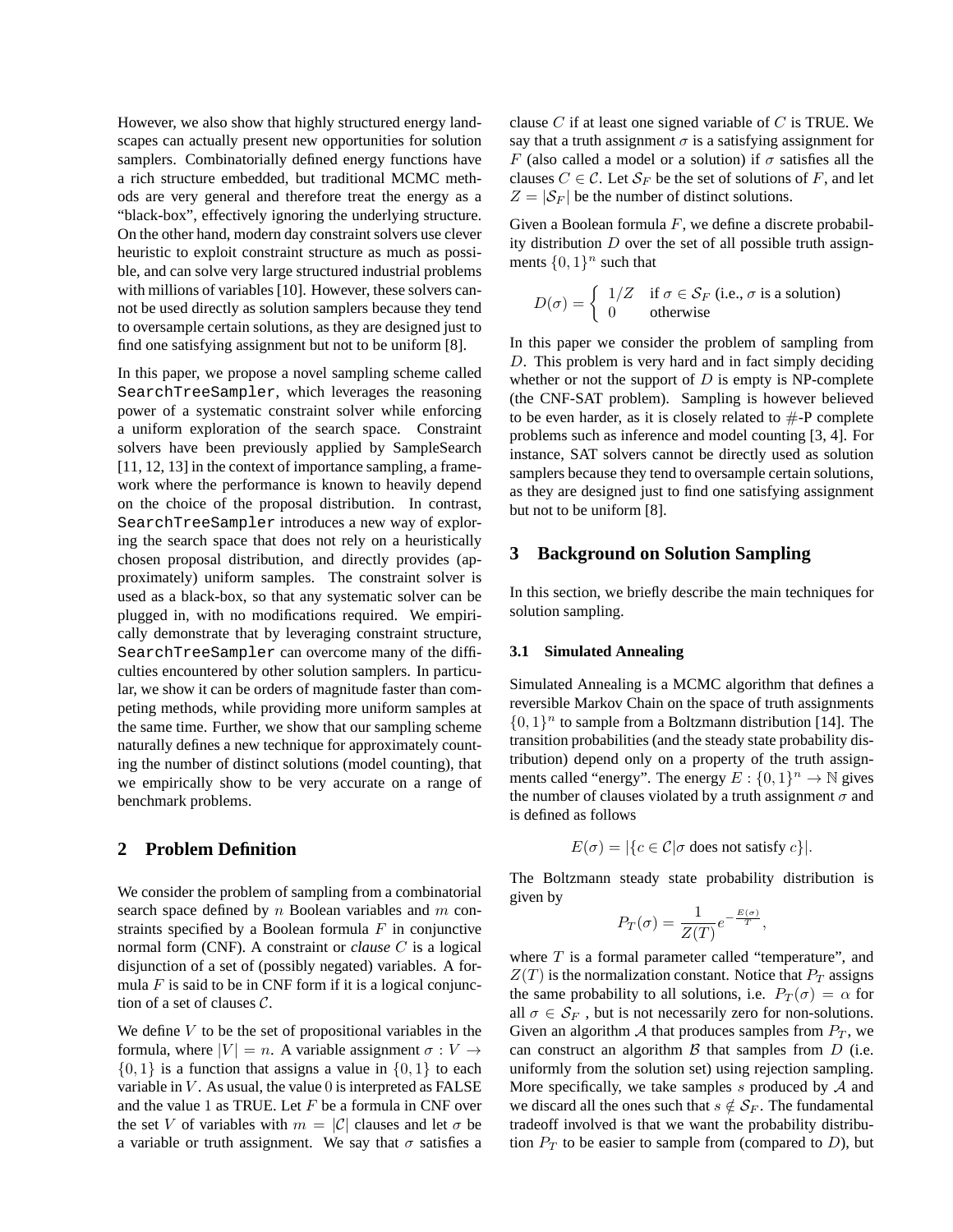However, we also show that highly structured energy landscapes can actually present new opportunities for solution samplers. Combinatorially defined energy functions have a rich structure embedded, but traditional MCMC methods are very general and therefore treat the energy as a "black-box", effectively ignoring the underlying structure. On the other hand, modern day constraint solvers use clever heuristic to exploit constraint structure as much as possible, and can solve very large structured industrial problems with millions of variables [10]. However, these solvers cannot be used directly as solution samplers because they tend to oversample certain solutions, as they are designed just to find one satisfying assignment but not to be uniform [8].

In this paper, we propose a novel sampling scheme called `SearchTreeSampler`, which leverages the reasoning power of a systematic constraint solver while enforcing a uniform exploration of the search space. Constraint solvers have been previously applied by SampleSearch [11, 12, 13] in the context of importance sampling, a framework where the performance is known to heavily depend on the choice of the proposal distribution. In contrast, `SearchTreeSampler` introduces a new way of exploring the search space that does not rely on a heuristically chosen proposal distribution, and directly provides (approximately) uniform samples. The constraint solver is used as a black-box, so that any systematic solver can be plugged in, with no modifications required. We empirically demonstrate that by leveraging constraint structure, `SearchTreeSampler` can overcome many of the difficulties encountered by other solution samplers. In particular, we show it can be orders of magnitude faster than competing methods, while providing more uniform samples at the same time. Further, we show that our sampling scheme naturally defines a new technique for approximately counting the number of distinct solutions (model counting), that we empirically show to be very accurate on a range of benchmark problems.

## 2 Problem Definition

We consider the problem of sampling from a combinatorial search space defined by $n$ Boolean variables and $m$ constraints specified by a Boolean formula $F$ in conjunctive normal form (CNF). A constraint or *clause* $C$ is a logical disjunction of a set of (possibly negated) variables. A formula $F$ is said to be in CNF form if it is a logical conjunction of a set of clauses $\mathcal{C}$.

We define $V$ to be the set of propositional variables in the formula, where $|V| = n$. A variable assignment $\sigma : V \to \{0, 1\}$ is a function that assigns a value in $\{0, 1\}$ to each variable in $V$. As usual, the value $0$ is interpreted as FALSE and the value $1$ as TRUE. Let $F$ be a formula in CNF over the set $V$ of variables with $m = |\mathcal{C}|$ clauses and let $\sigma$ be a variable or truth assignment. We say that $\sigma$ satisfies a clause $C$ if at least one signed variable of $C$ is TRUE. We say that a truth assignment $\sigma$ is a satisfying assignment for $F$ (also called a model or a solution) if $\sigma$ satisfies all the clauses $C \in \mathcal{C}$. Let $\mathcal{S}_F$ be the set of solutions of $F$, and let $Z = |\mathcal{S}_F|$ be the number of distinct solutions.

Given a Boolean formula $F$, we define a discrete probability distribution $D$ over the set of all possible truth assignments $\{0, 1\}^n$ such that

$$D(\sigma) = \begin{cases} 1/Z & \text{if } \sigma \in \mathcal{S}_F \text{ (i.e., } \sigma \text{ is a solution)} \\ 0 & \text{otherwise} \end{cases}$$

In this paper we consider the problem of sampling from $D$. This problem is very hard and in fact simply deciding whether or not the support of $D$ is empty is NP-complete (the CNF-SAT problem). Sampling is however believed to be even harder, as it is closely related to #-P complete problems such as inference and model counting [3, 4]. For instance, SAT solvers cannot be directly used as solution samplers because they tend to oversample certain solutions, as they are designed just to find one satisfying assignment but not to be uniform [8].

## 3 Background on Solution Sampling

In this section, we briefly describe the main techniques for solution sampling.

### 3.1 Simulated Annealing

Simulated Annealing is a MCMC algorithm that defines a reversible Markov Chain on the space of truth assignments $\{0, 1\}^n$ to sample from a Boltzmann distribution [14]. The transition probabilities (and the steady state probability distribution) depend only on a property of the truth assignments called "energy". The energy $E : \{0, 1\}^n \to \mathbb{N}$ gives the number of clauses violated by a truth assignment $\sigma$ and is defined as follows

$$E(\sigma) = |\{c \in \mathcal{C} | \sigma \text{ does not satisfy } c\}|.$$

The Boltzmann steady state probability distribution is given by

$$P_T(\sigma) = \frac{1}{Z(T)} e^{-\frac{E(\sigma)}{T}},$$

where $T$ is a formal parameter called "temperature", and $Z(T)$ is the normalization constant. Notice that $P_T$ assigns the same probability to all solutions, i.e. $P_T(\sigma) = \alpha$ for all $\sigma \in \mathcal{S}_F$, but is not necessarily zero for non-solutions. Given an algorithm $\mathcal{A}$ that produces samples from $P_T$, we can construct an algorithm $\mathcal{B}$ that samples from $D$ (i.e. uniformly from the solution set) using rejection sampling. More specifically, we take samples $s$ produced by $\mathcal{A}$ and we discard all the ones such that $s \notin \mathcal{S}_F$. The fundamental tradeoff involved is that we want the probability distribution $P_T$ to be easier to sample from (compared to $D$), but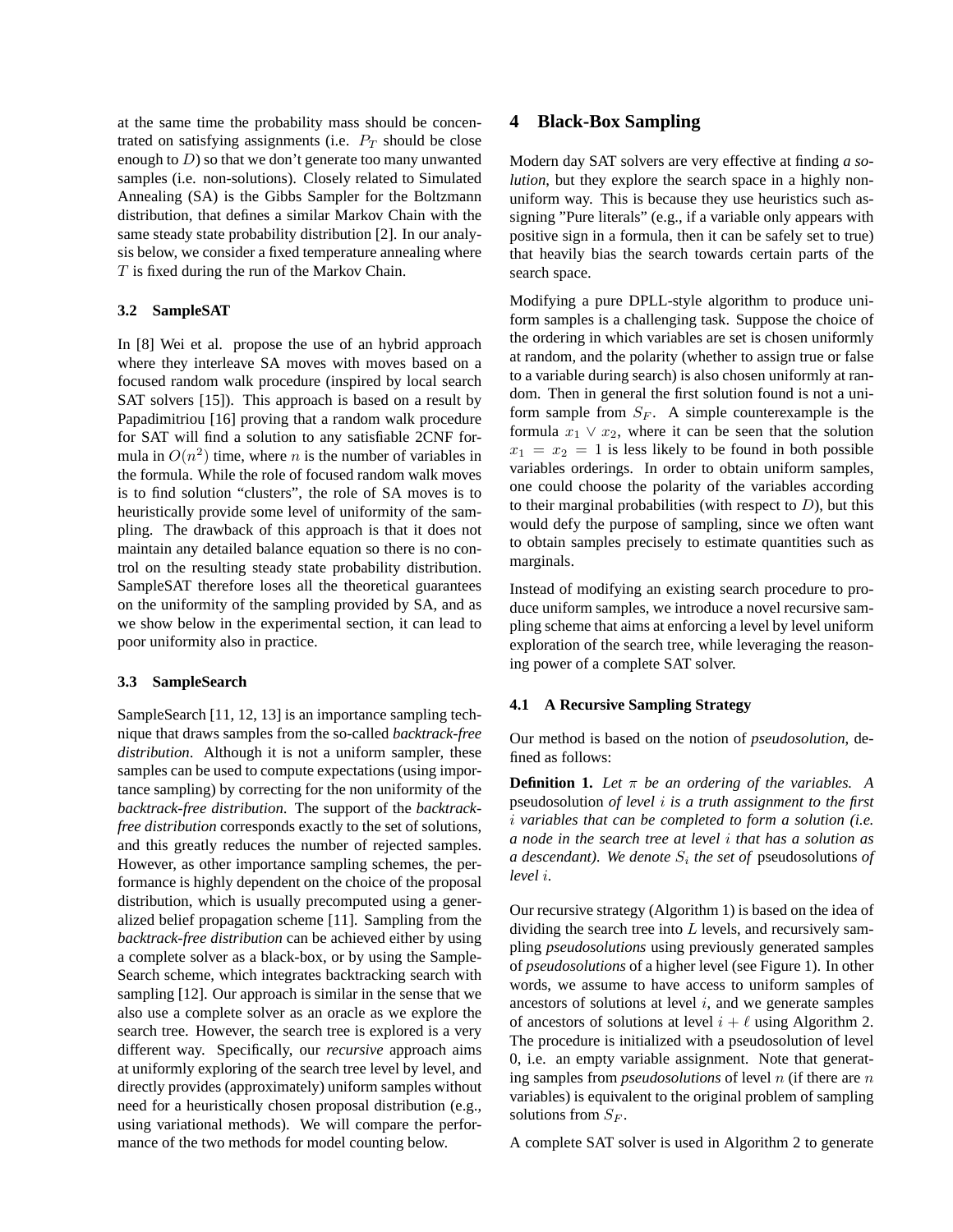at the same time the probability mass should be concentrated on satisfying assignments (i.e. $P_T$ should be close enough to $D$) so that we don't generate too many unwanted samples (i.e. non-solutions). Closely related to Simulated Annealing (SA) is the Gibbs Sampler for the Boltzmann distribution, that defines a similar Markov Chain with the same steady state probability distribution [2]. In our analysis below, we consider a fixed temperature annealing where $T$ is fixed during the run of the Markov Chain.

### 3.2 SampleSAT

In [8] Wei et al. propose the use of an hybrid approach where they interleave SA moves with moves based on a focused random walk procedure (inspired by local search SAT solvers [15]). This approach is based on a result by Papadimitriou [16] proving that a random walk procedure for SAT will find a solution to any satisfiable 2CNF formula in $O(n^2)$ time, where $n$ is the number of variables in the formula. While the role of focused random walk moves is to find solution "clusters", the role of SA moves is to heuristically provide some level of uniformity of the sampling. The drawback of this approach is that it does not maintain any detailed balance equation so there is no control on the resulting steady state probability distribution. SampleSAT therefore loses all the theoretical guarantees on the uniformity of the sampling provided by SA, and as we show below in the experimental section, it can lead to poor uniformity also in practice.

### 3.3 SampleSearch

SampleSearch [11, 12, 13] is an importance sampling technique that draws samples from the so-called *backtrack-free distribution*. Although it is not a uniform sampler, these samples can be used to compute expectations (using importance sampling) by correcting for the non uniformity of the *backtrack-free distribution*. The support of the *backtrack-free distribution* corresponds exactly to the set of solutions, and this greatly reduces the number of rejected samples. However, as other importance sampling schemes, the performance is highly dependent on the choice of the proposal distribution, which is usually precomputed using a generalized belief propagation scheme [11]. Sampling from the *backtrack-free distribution* can be achieved either by using a complete solver as a black-box, or by using the SampleSearch scheme, which integrates backtracking search with sampling [12]. Our approach is similar in the sense that we also use a complete solver as an oracle as we explore the search tree. However, the search tree is explored is a very different way. Specifically, our *recursive* approach aims at uniformly exploring of the search tree level by level, and directly provides (approximately) uniform samples without need for a heuristically chosen proposal distribution (e.g., using variational methods). We will compare the performance of the two methods for model counting below.

## 4 Black-Box Sampling

Modern day SAT solvers are very effective at finding *a solution*, but they explore the search space in a highly non-uniform way. This is because they use heuristics such assigning "Pure literals" (e.g., if a variable only appears with positive sign in a formula, then it can be safely set to true) that heavily bias the search towards certain parts of the search space.

Modifying a pure DPLL-style algorithm to produce uniform samples is a challenging task. Suppose the choice of the ordering in which variables are set is chosen uniformly at random, and the polarity (whether to assign true or false to a variable during search) is also chosen uniformly at random. Then in general the first solution found is not a uniform sample from $S_F$. A simple counterexample is the formula $x_1 \vee x_2$, where it can be seen that the solution $x_1 = x_2 = 1$ is less likely to be found in both possible variables orderings. In order to obtain uniform samples, one could choose the polarity of the variables according to their marginal probabilities (with respect to $D$), but this would defy the purpose of sampling, since we often want to obtain samples precisely to estimate quantities such as marginals.

Instead of modifying an existing search procedure to produce uniform samples, we introduce a novel recursive sampling scheme that aims at enforcing a level by level uniform exploration of the search tree, while leveraging the reasoning power of a complete SAT solver.

### 4.1 A Recursive Sampling Strategy

Our method is based on the notion of *pseudosolution*, defined as follows:

**Definition 1.** *Let $\pi$ be an ordering of the variables. A* pseudosolution *of level $i$ is a truth assignment to the first $i$ variables that can be completed to form a solution (i.e. a node in the search tree at level $i$ that has a solution as a descendant). We denote $S_i$ the set of* pseudosolutions *of level $i$.*

Our recursive strategy (Algorithm 1) is based on the idea of dividing the search tree into $L$ levels, and recursively sampling *pseudosolutions* using previously generated samples of *pseudosolutions* of a higher level (see Figure 1). In other words, we assume to have access to uniform samples of ancestors of solutions at level $i$, and we generate samples of ancestors of solutions at level $i + \ell$ using Algorithm 2. The procedure is initialized with a pseudosolution of level 0, i.e. an empty variable assignment. Note that generating samples from *pseudosolutions* of level $n$ (if there are $n$ variables) is equivalent to the original problem of sampling solutions from $S_F$.

A complete SAT solver is used in Algorithm 2 to generate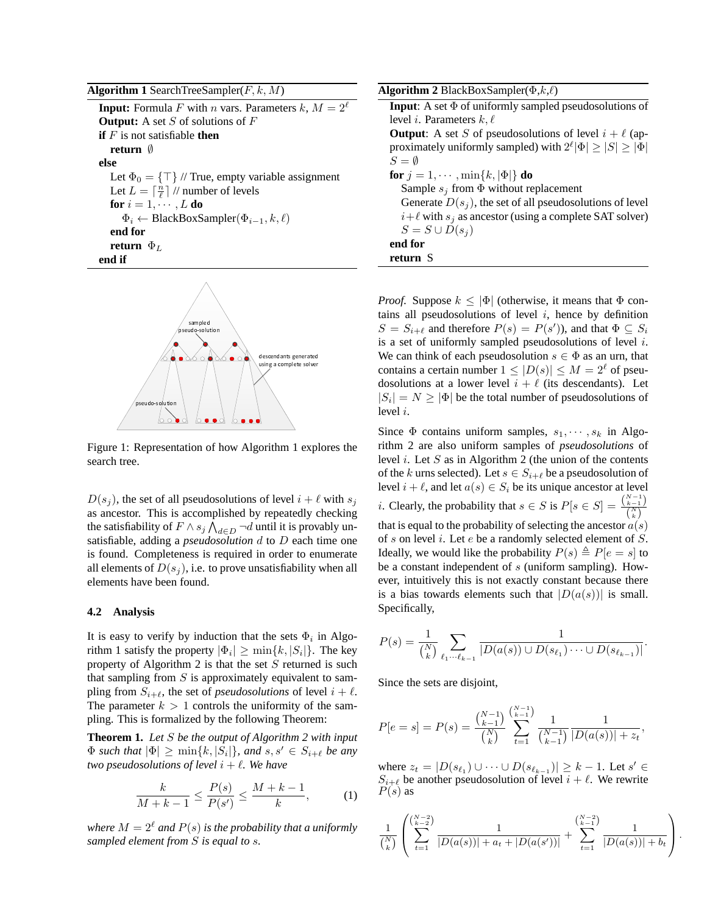**Algorithm 1** SearchTreeSampler($F, k, M$)

```
Input: Formula F with n vars. Parameters k, M = 2^ℓ
Output: A set S of solutions of F
if F is not satisfiable then
    return ∅
else
    Let Φ_0 = {⊤} // True, empty variable assignment
    Let L = ⌈n/ℓ⌉ // number of levels
    for i = 1, ··· , L do
        Φ_i ← BlackBoxSampler(Φ_{i−1}, k, ℓ)
    end for
    return Φ_L
end if
```

Figure 1: Representation of how Algorithm 1 explores the search tree.

$D(s_j)$, the set of all pseudosolutions of level $i+\ell$ with $s_j$ as ancestor. This is accomplished by repeatedly checking the satisfiability of $F \wedge s_j \bigwedge_{d\in D} \neg d$ until it is provably unsatisfiable, adding a *pseudosolution* $d$ to $D$ each time one is found. Completeness is required in order to enumerate all elements of $D(s_j)$, i.e. to prove unsatisfiability when all elements have been found.

### 4.2 Analysis

It is easy to verify by induction that the sets $\Phi_i$ in Algorithm 1 satisfy the property $|\Phi_i| \geq \min\{k, |S_i|\}$. The key property of Algorithm 2 is that the set $S$ returned is such that sampling from $S$ is approximately equivalent to sampling from $S_{i+\ell}$, the set of *pseudosolutions* of level $i+\ell$. The parameter $k > 1$ controls the uniformity of the sampling. This is formalized by the following Theorem:

**Theorem 1.** *Let $S$ be the output of Algorithm 2 with input $\Phi$ such that $|\Phi| \geq \min\{k, |S_i|\}$, and $s, s' \in S_{i+\ell}$ be any two pseudosolutions of level $i+\ell$. We have*

$$\frac{k}{M+k-1} \leq \frac{P(s)}{P(s')} \leq \frac{M+k-1}{k}, \qquad (1)$$

*where $M = 2^\ell$ and $P(s)$ is the probability that a uniformly sampled element from $S$ is equal to $s$.*

**Algorithm 2** BlackBoxSampler($\Phi$,$k$,$\ell$)

```
Input: A set Φ of uniformly sampled pseudosolutions of level i. Parameters k, ℓ
Output: A set S of pseudosolutions of level i + ℓ (approximately uniformly sampled) with 2^ℓ|Φ| ≥ |S| ≥ |Φ|
S = ∅
for j = 1, ··· , min{k, |Φ|} do
    Sample s_j from Φ without replacement
    Generate D(s_j), the set of all pseudosolutions of level i+ℓ with s_j as ancestor (using a complete SAT solver)
    S = S ∪ D(s_j)
end for
return S
```

*Proof.* Suppose $k \leq |\Phi|$ (otherwise, it means that $\Phi$ contains all pseudosolutions of level $i$, hence by definition $S = S_{i+\ell}$ and therefore $P(s) = P(s')$), and that $\Phi \subseteq S_i$ is a set of uniformly sampled pseudosolutions of level $i$. We can think of each pseudosolution $s \in \Phi$ as an urn, that contains a certain number $1 \leq |D(s)| \leq M = 2^\ell$ of pseudosolutions at a lower level $i+\ell$ (its descendants). Let $|S_i| = N \geq |\Phi|$ be the total number of pseudosolutions of level $i$.

Since $\Phi$ contains uniform samples, $s_1, \cdots, s_k$ in Algorithm 2 are also uniform samples of *pseudosolutions* of level $i$. Let $S$ as in Algorithm 2 (the union of the contents of the $k$ urns selected). Let $s \in S_{i+\ell}$ be a pseudosolution of level $i+\ell$, and let $a(s) \in S_i$ be its unique ancestor at level $i$. Clearly, the probability that $s \in S$ is $P[s \in S] = \frac{\binom{N-1}{k-1}}{\binom{N}{k}}$ that is equal to the probability of selecting the ancestor $a(s)$ of $s$ on level $i$. Let $e$ be a randomly selected element of $S$. Ideally, we would like the probability $P(s) \triangleq P[e = s]$ to be a constant independent of $s$ (uniform sampling). However, intuitively this is not exactly constant because there is a bias towards elements such that $|D(a(s))|$ is small. Specifically,

$$P(s) = \frac{1}{\binom{N}{k}} \sum_{\ell_1 \cdots \ell_{k-1}} \frac{1}{|D(a(s)) \cup D(s_{\ell_1}) \cdots \cup D(s_{\ell_{k-1}})|}.$$

Since the sets are disjoint,

$$P[e = s] = P(s) = \frac{\binom{N-1}{k-1}}{\binom{N}{k}} \sum_{t=1}^{\binom{N-1}{k-1}} \frac{1}{\binom{N-1}{k-1}} \frac{1}{|D(a(s))| + z_t},$$

where $z_t = |D(s_{\ell_1}) \cup \cdots \cup D(s_{\ell_{k-1}})| \geq k-1$. Let $s' \in S_{i+\ell}$ be another pseudosolution of level $i+\ell$. We rewrite $P(s)$ as

$$\frac{1}{\binom{N}{k}} \left( \sum_{t=1}^{\binom{N-2}{k-2}} \frac{1}{|D(a(s))| + a_t + |D(a(s'))|} + \sum_{t=1}^{\binom{N-2}{k-1}} \frac{1}{|D(a(s))| + b_t} \right).$$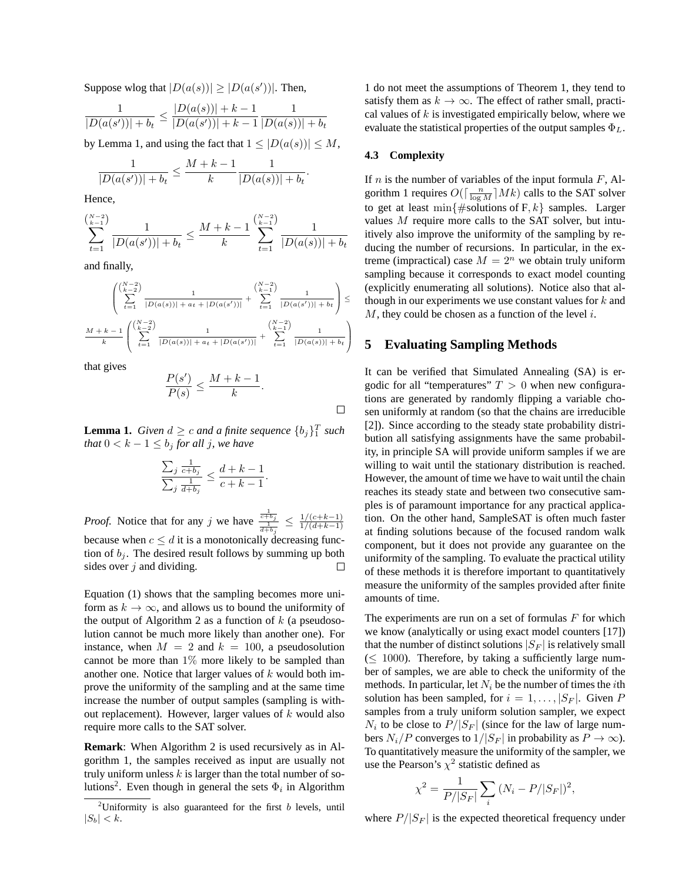Suppose wlog that $|D(a(s))| \geq |D(a(s'))|$. Then,

$$\frac{1}{|D(a(s'))| + b_t} \leq \frac{|D(a(s))| + k - 1}{|D(a(s'))| + k - 1} \frac{1}{|D(a(s))| + b_t}$$

by Lemma 1, and using the fact that $1 \leq |D(a(s))| \leq M$,

$$\frac{1}{|D(a(s'))| + b_t} \leq \frac{M + k - 1}{k} \frac{1}{|D(a(s))| + b_t}.$$

Hence,

$$\sum_{t=1}^{\binom{N-2}{k-1}} \frac{1}{|D(a(s'))| + b_t} \leq \frac{M + k - 1}{k} \sum_{t=1}^{\binom{N-2}{k-1}} \frac{1}{|D(a(s))| + b_t}$$

and finally,

$$\left( \sum_{t=1}^{\binom{N-2}{k-2}} \frac{1}{|D(a(s))| + a_t + |D(a(s'))|} + \sum_{t=1}^{\binom{N-2}{k-1}} \frac{1}{|D(a(s'))| + b_t} \right) \leq$$

$$\frac{M + k - 1}{k} \left( \sum_{t=1}^{\binom{N-2}{k-2}} \frac{1}{|D(a(s))| + a_t + |D(a(s'))|} + \sum_{t=1}^{\binom{N-2}{k-1}} \frac{1}{|D(a(s))| + b_t} \right)$$

that gives

$$\frac{P(s')}{P(s)} \leq \frac{M + k - 1}{k}.$$

□

**Lemma 1.** *Given $d \geq c$ and a finite sequence $\{b_j\}_1^T$ such that $0 < k - 1 \leq b_j$ for all $j$, we have*

$$\frac{\sum_j \frac{1}{c + b_j}}{\sum_j \frac{1}{d + b_j}} \leq \frac{d + k - 1}{c + k - 1}.$$

*Proof.* Notice that for any $j$ we have $\frac{\frac{1}{c+b_j}}{\frac{1}{d+b_j}} \leq \frac{1/(c+k-1)}{1/(d+k-1)}$ because when $c \leq d$ it is a monotonically decreasing function of $b_j$. The desired result follows by summing up both sides over $j$ and dividing. □

Equation (1) shows that the sampling becomes more uniform as $k \to \infty$, and allows us to bound the uniformity of the output of Algorithm 2 as a function of $k$ (a pseudosolution cannot be much more likely than another one). For instance, when $M = 2$ and $k = 100$, a pseudosolution cannot be more than 1% more likely to be sampled than another one. Notice that larger values of $k$ would both improve the uniformity of the sampling and at the same time increase the number of output samples (sampling is without replacement). However, larger values of $k$ would also require more calls to the SAT solver.

**Remark**: When Algorithm 2 is used recursively as in Algorithm 1, the samples received as input are usually not truly uniform unless $k$ is larger than the total number of solutions[2]. Even though in general the sets $\Phi_i$ in Algorithm 1 do not meet the assumptions of Theorem 1, they tend to satisfy them as $k \to \infty$. The effect of rather small, practical values of $k$ is investigated empirically below, where we evaluate the statistical properties of the output samples $\Phi_L$.

[2] Uniformity is also guaranteed for the first $b$ levels, until $|S_b| < k$.

### 4.3 Complexity

If $n$ is the number of variables of the input formula $F$, Algorithm 1 requires $O(\lceil \frac{n}{\log M} \rceil Mk)$ calls to the SAT solver to get at least $\min\{\#\text{solutions of F}, k\}$ samples. Larger values $M$ require more calls to the SAT solver, but intuitively also improve the uniformity of the sampling by reducing the number of recursions. In particular, in the extreme (impractical) case $M = 2^n$ we obtain truly uniform sampling because it corresponds to exact model counting (explicitly enumerating all solutions). Notice also that although in our experiments we use constant values for $k$ and $M$, they could be chosen as a function of the level $i$.

## 5 Evaluating Sampling Methods

It can be verified that Simulated Annealing (SA) is ergodic for all "temperatures" $T > 0$ when new configurations are generated by randomly flipping a variable chosen uniformly at random (so that the chains are irreducible [2]). Since according to the steady state probability distribution all satisfying assignments have the same probability, in principle SA will provide uniform samples if we are willing to wait until the stationary distribution is reached. However, the amount of time we have to wait until the chain reaches its steady state and between two consecutive samples is of paramount importance for any practical application. On the other hand, SampleSAT is often much faster at finding solutions because of the focused random walk component, but it does not provide any guarantee on the uniformity of the sampling. To evaluate the practical utility of these methods it is therefore important to quantitatively measure the uniformity of the samples provided after finite amounts of time.

The experiments are run on a set of formulas $F$ for which we know (analytically or using exact model counters [17]) that the number of distinct solutions $|S_F|$ is relatively small ($\leq 1000$). Therefore, by taking a sufficiently large number of samples, we are able to check the uniformity of the methods. In particular, let $N_i$ be the number of times the $i$th solution has been sampled, for $i = 1, \ldots, |S_F|$. Given $P$ samples from a truly uniform solution sampler, we expect $N_i$ to be close to $P/|S_F|$ (since for the law of large numbers $N_i/P$ converges to $1/|S_F|$ in probability as $P \to \infty$). To quantitatively measure the uniformity of the sampler, we use the Pearson's $\chi^2$ statistic defined as

$$\chi^2 = \frac{1}{P/|S_F|} \sum_i (N_i - P/|S_F|)^2,$$

where $P/|S_F|$ is the expected theoretical frequency under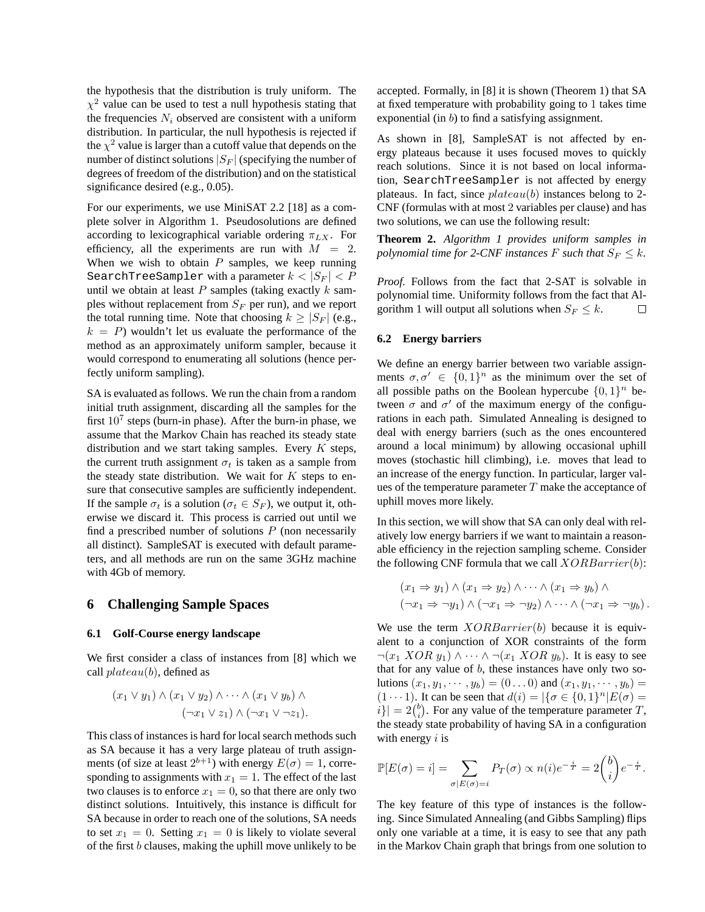the hypothesis that the distribution is truly uniform. The $\chi^2$ value can be used to test a null hypothesis stating that the frequencies $N_i$ observed are consistent with a uniform distribution. In particular, the null hypothesis is rejected if the $\chi^2$ value is larger than a cutoff value that depends on the number of distinct solutions $|S_F|$ (specifying the number of degrees of freedom of the distribution) and on the statistical significance desired (e.g., 0.05).

For our experiments, we use MiniSAT 2.2 [18] as a complete solver in Algorithm 1. Pseudosolutions are defined according to lexicographical variable ordering $\pi_{LX}$. For efficiency, all the experiments are run with $M = 2$. When we wish to obtain $P$ samples, we keep running `SearchTreeSampler` with a parameter $k < |S_F| < P$ until we obtain at least $P$ samples (taking exactly $k$ samples without replacement from $S_F$ per run), and we report the total running time. Note that choosing $k \geq |S_F|$ (e.g., $k = P$) wouldn't let us evaluate the performance of the method as an approximately uniform sampler, because it would correspond to enumerating all solutions (hence perfectly uniform sampling).

SA is evaluated as follows. We run the chain from a random initial truth assignment, discarding all the samples for the first $10^7$ steps (burn-in phase). After the burn-in phase, we assume that the Markov Chain has reached its steady state distribution and we start taking samples. Every $K$ steps, the current truth assignment $\sigma_t$ is taken as a sample from the steady state distribution. We wait for $K$ steps to ensure that consecutive samples are sufficiently independent. If the sample $\sigma_t$ is a solution ($\sigma_t \in S_F$), we output it, otherwise we discard it. This process is carried out until we find a prescribed number of solutions $P$ (non necessarily all distinct). SampleSAT is executed with default parameters, and all methods are run on the same 3GHz machine with 4Gb of memory.

## 6 Challenging Sample Spaces

### 6.1 Golf-Course energy landscape

We first consider a class of instances from [8] which we call $plateau(b)$, defined as

$$(x_1 \vee y_1) \wedge (x_1 \vee y_2) \wedge \cdots \wedge (x_1 \vee y_b) \wedge (\neg x_1 \vee z_1) \wedge (\neg x_1 \vee \neg z_1).$$

This class of instances is hard for local search methods such as SA because it has a very large plateau of truth assignments (of size at least $2^{b+1}$) with energy $E(\sigma) = 1$, corresponding to assignments with $x_1 = 1$. The effect of the last two clauses is to enforce $x_1 = 0$, so that there are only two distinct solutions. Intuitively, this instance is difficult for SA because in order to reach one of the solutions, SA needs to set $x_1 = 0$. Setting $x_1 = 0$ is likely to violate several of the first $b$ clauses, making the uphill move unlikely to be accepted. Formally, in [8] it is shown (Theorem 1) that SA at fixed temperature with probability going to 1 takes time exponential (in $b$) to find a satisfying assignment.

As shown in [8], SampleSAT is not affected by energy plateaus because it uses focused moves to quickly reach solutions. Since it is not based on local information, `SearchTreeSampler` is not affected by energy plateaus. In fact, since $plateau(b)$ instances belong to 2-CNF (formulas with at most 2 variables per clause) and has two solutions, we can use the following result:

**Theorem 2.** *Algorithm 1 provides uniform samples in polynomial time for 2-CNF instances $F$ such that $S_F \leq k$.*

*Proof.* Follows from the fact that 2-SAT is solvable in polynomial time. Uniformity follows from the fact that Algorithm 1 will output all solutions when $S_F \leq k$. □

### 6.2 Energy barriers

We define an energy barrier between two variable assignments $\sigma, \sigma' \in \{0,1\}^n$ as the minimum over the set of all possible paths on the Boolean hypercube $\{0,1\}^n$ between $\sigma$ and $\sigma'$ of the maximum energy of the configurations in each path. Simulated Annealing is designed to deal with energy barriers (such as the ones encountered around a local minimum) by allowing occasional uphill moves (stochastic hill climbing), i.e. moves that lead to an increase of the energy function. In particular, larger values of the temperature parameter $T$ make the acceptance of uphill moves more likely.

In this section, we will show that SA can only deal with relatively low energy barriers if we want to maintain a reasonable efficiency in the rejection sampling scheme. Consider the following CNF formula that we call $XORBarrier(b)$:

$$(x_1 \Rightarrow y_1) \wedge (x_1 \Rightarrow y_2) \wedge \cdots \wedge (x_1 \Rightarrow y_b) \wedge$$
$$(\neg x_1 \Rightarrow \neg y_1) \wedge (\neg x_1 \Rightarrow \neg y_2) \wedge \cdots \wedge (\neg x_1 \Rightarrow \neg y_b).$$

We use the term $XORBarrier(b)$ because it is equivalent to a conjunction of XOR constraints of the form $\neg(x_1 \; XOR \; y_1) \wedge \cdots \wedge \neg(x_1 \; XOR \; y_b)$. It is easy to see that for any value of $b$, these instances have only two solutions $(x_1, y_1, \cdots, y_b) = (0 \ldots 0)$ and $(x_1, y_1, \cdots, y_b) = (1 \cdots 1)$. It can be seen that $d(i) = |\{\sigma \in \{0,1\}^n | E(\sigma) = i\}| = 2\binom{b}{i}$. For any value of the temperature parameter $T$, the steady state probability of having SA in a configuration with energy $i$ is

$$\mathbb{P}[E(\sigma) = i] = \sum_{\sigma | E(\sigma) = i} P_T(\sigma) \propto n(i) e^{-\frac{i}{T}} = 2\binom{b}{i} e^{-\frac{i}{T}}.$$

The key feature of this type of instances is the following. Since Simulated Annealing (and Gibbs Sampling) flips only one variable at a time, it is easy to see that any path in the Markov Chain graph that brings from one solution to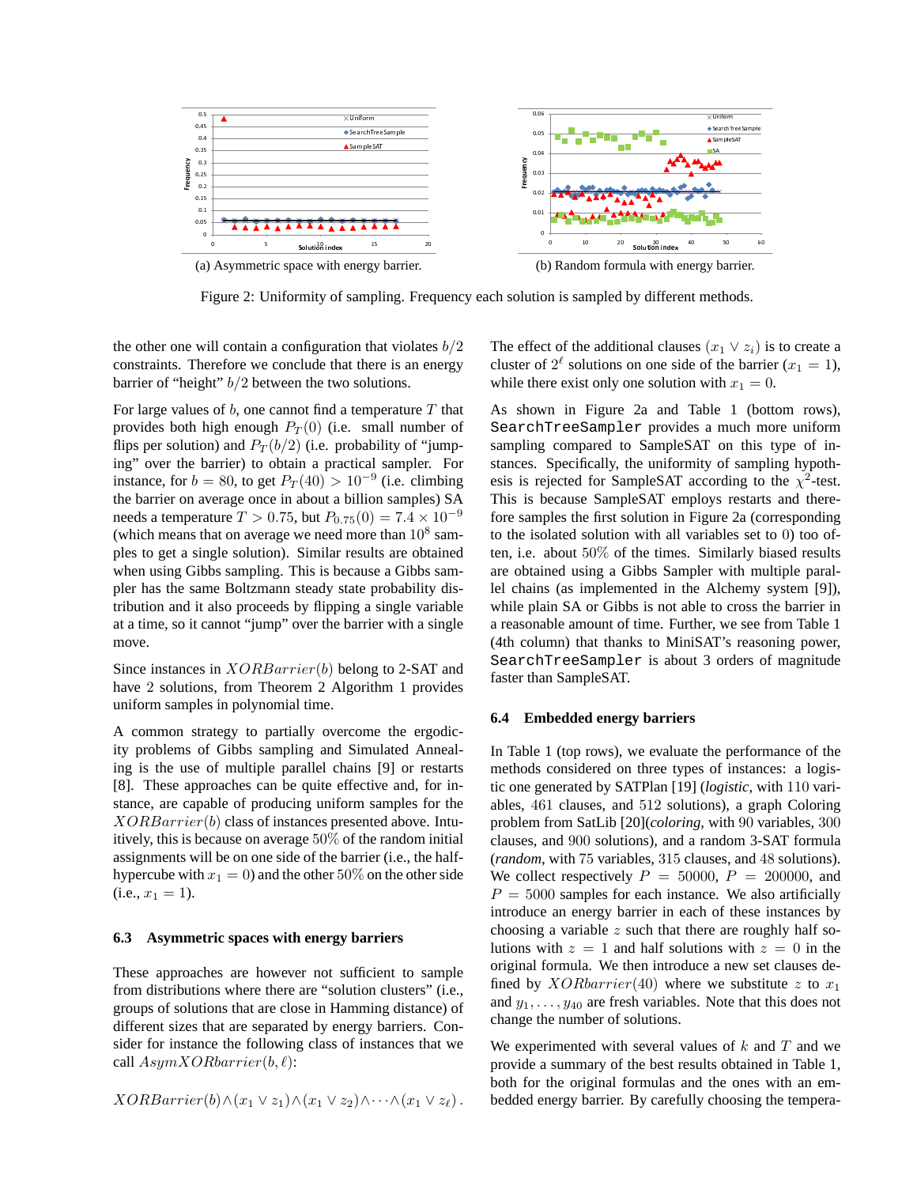(a) Asymmetric space with energy barrier.

(b) Random formula with energy barrier.

Figure 2: Uniformity of sampling. Frequency each solution is sampled by different methods.

the other one will contain a configuration that violates $b/2$ constraints. Therefore we conclude that there is an energy barrier of "height" $b/2$ between the two solutions.

For large values of $b$, one cannot find a temperature $T$ that provides both high enough $P_T(0)$ (i.e. small number of flips per solution) and $P_T(b/2)$ (i.e. probability of "jumping" over the barrier) to obtain a practical sampler. For instance, for $b = 80$, to get $P_T(40) > 10^{-9}$ (i.e. climbing the barrier on average once in about a billion samples) SA needs a temperature $T > 0.75$, but $P_{0.75}(0) = 7.4 \times 10^{-9}$ (which means that on average we need more than $10^8$ samples to get a single solution). Similar results are obtained when using Gibbs sampling. This is because a Gibbs sampler has the same Boltzmann steady state probability distribution and it also proceeds by flipping a single variable at a time, so it cannot "jump" over the barrier with a single move.

Since instances in $XORBarrier(b)$ belong to 2-SAT and have 2 solutions, from Theorem 2 Algorithm 1 provides uniform samples in polynomial time.

A common strategy to partially overcome the ergodicity problems of Gibbs sampling and Simulated Annealing is the use of multiple parallel chains [9] or restarts [8]. These approaches can be quite effective and, for instance, are capable of producing uniform samples for the $XORBarrier(b)$ class of instances presented above. Intuitively, this is because on average 50% of the random initial assignments will be on one side of the barrier (i.e., the half-hypercube with $x_1 = 0$) and the other 50% on the other side (i.e., $x_1 = 1$).

### 6.3 Asymmetric spaces with energy barriers

These approaches are however not sufficient to sample from distributions where there are "solution clusters" (i.e., groups of solutions that are close in Hamming distance) of different sizes that are separated by energy barriers. Consider for instance the following class of instances that we call $AsymXORbarrier(b, \ell)$:

$$XORBarrier(b) \wedge (x_1 \vee z_1) \wedge (x_1 \vee z_2) \wedge \cdots \wedge (x_1 \vee z_\ell).$$

The effect of the additional clauses $(x_1 \vee z_i)$ is to create a cluster of $2^\ell$ solutions on one side of the barrier ($x_1 = 1$), while there exist only one solution with $x_1 = 0$.

As shown in Figure 2a and Table 1 (bottom rows), `SearchTreeSampler` provides a much more uniform sampling compared to SampleSAT on this type of instances. Specifically, the uniformity of sampling hypothesis is rejected for SampleSAT according to the $\chi^2$-test. This is because SampleSAT employs restarts and therefore samples the first solution in Figure 2a (corresponding to the isolated solution with all variables set to 0) too often, i.e. about 50% of the times. Similarly biased results are obtained using a Gibbs Sampler with multiple parallel chains (as implemented in the Alchemy system [9]), while plain SA or Gibbs is not able to cross the barrier in a reasonable amount of time. Further, we see from Table 1 (4th column) that thanks to MiniSAT's reasoning power, `SearchTreeSampler` is about 3 orders of magnitude faster than SampleSAT.

### 6.4 Embedded energy barriers

In Table 1 (top rows), we evaluate the performance of the methods considered on three types of instances: a logistic one generated by SATPlan [19] (*logistic*, with 110 variables, 461 clauses, and 512 solutions), a graph Coloring problem from SatLib [20](*coloring*, with 90 variables, 300 clauses, and 900 solutions), and a random 3-SAT formula (*random*, with 75 variables, 315 clauses, and 48 solutions). We collect respectively $P = 50000$, $P = 200000$, and $P = 5000$ samples for each instance. We also artificially introduce an energy barrier in each of these instances by choosing a variable $z$ such that there are roughly half solutions with $z = 1$ and half solutions with $z = 0$ in the original formula. We then introduce a new set clauses defined by $XORbarrier(40)$ where we substitute $z$ to $x_1$ and $y_1, \ldots, y_{40}$ are fresh variables. Note that this does not change the number of solutions.

We experimented with several values of $k$ and $T$ and we provide a summary of the best results obtained in Table 1, both for the original formulas and the ones with an embedded energy barrier. By carefully choosing the tempera-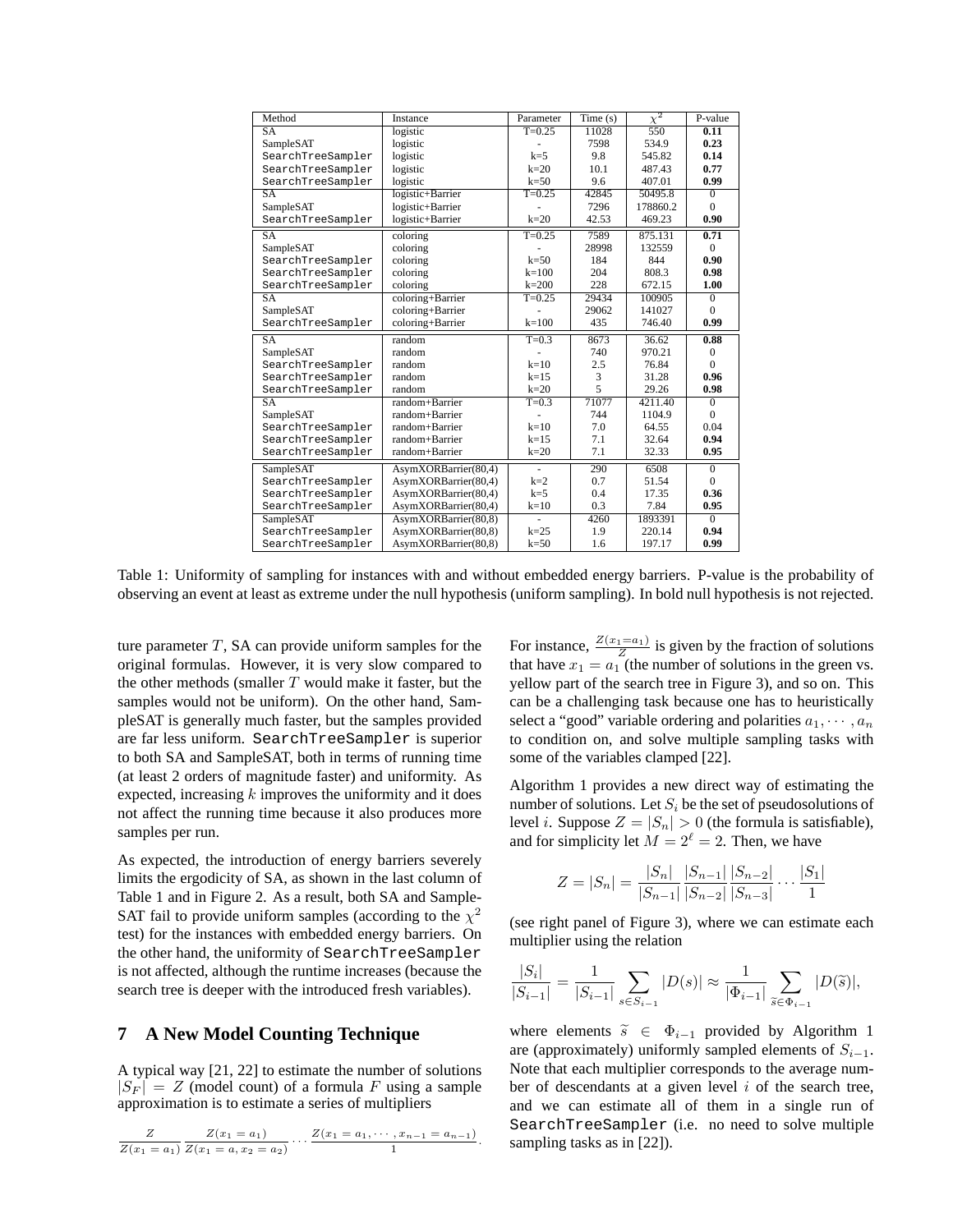| Method | Instance | Parameter | Time (s) | $\chi^2$ | P-value |
|---|---|---|---|---|---|
| SA | logistic | T=0.25 | 11028 | 550 | **0.11** |
| SampleSAT | logistic | - | 7598 | 534.9 | **0.23** |
| SearchTreeSampler | logistic | k=5 | 9.8 | 545.82 | **0.14** |
| SearchTreeSampler | logistic | k=20 | 10.1 | 487.43 | **0.77** |
| SearchTreeSampler | logistic | k=50 | 9.6 | 407.01 | **0.99** |
| SA | logistic+Barrier | T=0.25 | 42845 | 50495.8 | 0 |
| SampleSAT | logistic+Barrier | - | 7296 | 178860.2 | 0 |
| SearchTreeSampler | logistic+Barrier | k=20 | 42.53 | 469.23 | **0.90** |
| SA | coloring | T=0.25 | 7589 | 875.131 | **0.71** |
| SampleSAT | coloring | - | 28998 | 132559 | 0 |
| SearchTreeSampler | coloring | k=50 | 184 | 844 | **0.90** |
| SearchTreeSampler | coloring | k=100 | 204 | 808.3 | **0.98** |
| SearchTreeSampler | coloring | k=200 | 228 | 672.15 | **1.00** |
| SA | coloring+Barrier | T=0.25 | 29434 | 100905 | 0 |
| SampleSAT | coloring+Barrier | - | 29062 | 141027 | 0 |
| SearchTreeSampler | coloring+Barrier | k=100 | 435 | 746.40 | **0.99** |
| SA | random | T=0.3 | 8673 | 36.62 | **0.88** |
| SampleSAT | random | - | 740 | 970.21 | 0 |
| SearchTreeSampler | random | k=10 | 2.5 | 76.84 | 0 |
| SearchTreeSampler | random | k=15 | 3 | 31.28 | **0.96** |
| SearchTreeSampler | random | k=20 | 5 | 29.26 | **0.98** |
| SA | random+Barrier | T=0.3 | 71077 | 4211.40 | 0 |
| SampleSAT | random+Barrier | - | 744 | 1104.9 | 0 |
| SearchTreeSampler | random+Barrier | k=10 | 7.0 | 64.55 | 0.04 |
| SearchTreeSampler | random+Barrier | k=15 | 7.1 | 32.64 | **0.94** |
| SearchTreeSampler | random+Barrier | k=20 | 7.1 | 32.33 | **0.95** |
| SampleSAT | AsymXORBarrier(80,4) | - | 290 | 6508 | 0 |
| SearchTreeSampler | AsymXORBarrier(80,4) | k=2 | 0.7 | 51.54 | 0 |
| SearchTreeSampler | AsymXORBarrier(80,4) | k=5 | 0.4 | 17.35 | **0.36** |
| SearchTreeSampler | AsymXORBarrier(80,4) | k=10 | 0.3 | 7.84 | **0.95** |
| SampleSAT | AsymXORBarrier(80,8) | - | 4260 | 1893391 | 0 |
| SearchTreeSampler | AsymXORBarrier(80,8) | k=25 | 1.9 | 220.14 | **0.94** |
| SearchTreeSampler | AsymXORBarrier(80,8) | k=50 | 1.6 | 197.17 | **0.99** |

Table 1: Uniformity of sampling for instances with and without embedded energy barriers. P-value is the probability of observing an event at least as extreme under the null hypothesis (uniform sampling). In bold null hypothesis is not rejected.

ture parameter $T$, SA can provide uniform samples for the original formulas. However, it is very slow compared to the other methods (smaller $T$ would make it faster, but the samples would not be uniform). On the other hand, SampleSAT is generally much faster, but the samples provided are far less uniform. SearchTreeSampler is superior to both SA and SampleSAT, both in terms of running time (at least 2 orders of magnitude faster) and uniformity. As expected, increasing $k$ improves the uniformity and it does not affect the running time because it also produces more samples per run.

As expected, the introduction of energy barriers severely limits the ergodicity of SA, as shown in the last column of Table 1 and in Figure 2. As a result, both SA and SampleSAT fail to provide uniform samples (according to the $\chi^2$ test) for the instances with embedded energy barriers. On the other hand, the uniformity of SearchTreeSampler is not affected, although the runtime increases (because the search tree is deeper with the introduced fresh variables).

## 7 A New Model Counting Technique

A typical way [21, 22] to estimate the number of solutions $|S_F| = Z$ (model count) of a formula $F$ using a sample approximation is to estimate a series of multipliers

$$\frac{Z}{Z(x_1 = a_1)} \frac{Z(x_1 = a_1)}{Z(x_1 = a, x_2 = a_2)} \cdots \frac{Z(x_1 = a_1, \cdots, x_{n-1} = a_{n-1})}{1}.$$

For instance, $\frac{Z(x_1=a_1)}{Z}$ is given by the fraction of solutions that have $x_1 = a_1$ (the number of solutions in the green vs. yellow part of the search tree in Figure 3), and so on. This can be a challenging task because one has to heuristically select a "good" variable ordering and polarities $a_1, \cdots, a_n$ to condition on, and solve multiple sampling tasks with some of the variables clamped [22].

Algorithm 1 provides a new direct way of estimating the number of solutions. Let $S_i$ be the set of pseudosolutions of level $i$. Suppose $Z = |S_n| > 0$ (the formula is satisfiable), and for simplicity let $M = 2^\ell = 2$. Then, we have

$$Z = |S_n| = \frac{|S_n|}{|S_{n-1}|} \frac{|S_{n-1}|}{|S_{n-2}|} \frac{|S_{n-2}|}{|S_{n-3}|} \cdots \frac{|S_1|}{1}$$

(see right panel of Figure 3), where we can estimate each multiplier using the relation

$$\frac{|S_i|}{|S_{i-1}|} = \frac{1}{|S_{i-1}|} \sum_{s \in S_{i-1}} |D(s)| \approx \frac{1}{|\Phi_{i-1}|} \sum_{\widetilde{s} \in \Phi_{i-1}} |D(\widetilde{s})|,$$

where elements $\widetilde{s} \in \Phi_{i-1}$ provided by Algorithm 1 are (approximately) uniformly sampled elements of $S_{i-1}$. Note that each multiplier corresponds to the average number of descendants at a given level $i$ of the search tree, and we can estimate all of them in a single run of SearchTreeSampler (i.e. no need to solve multiple sampling tasks as in [22]).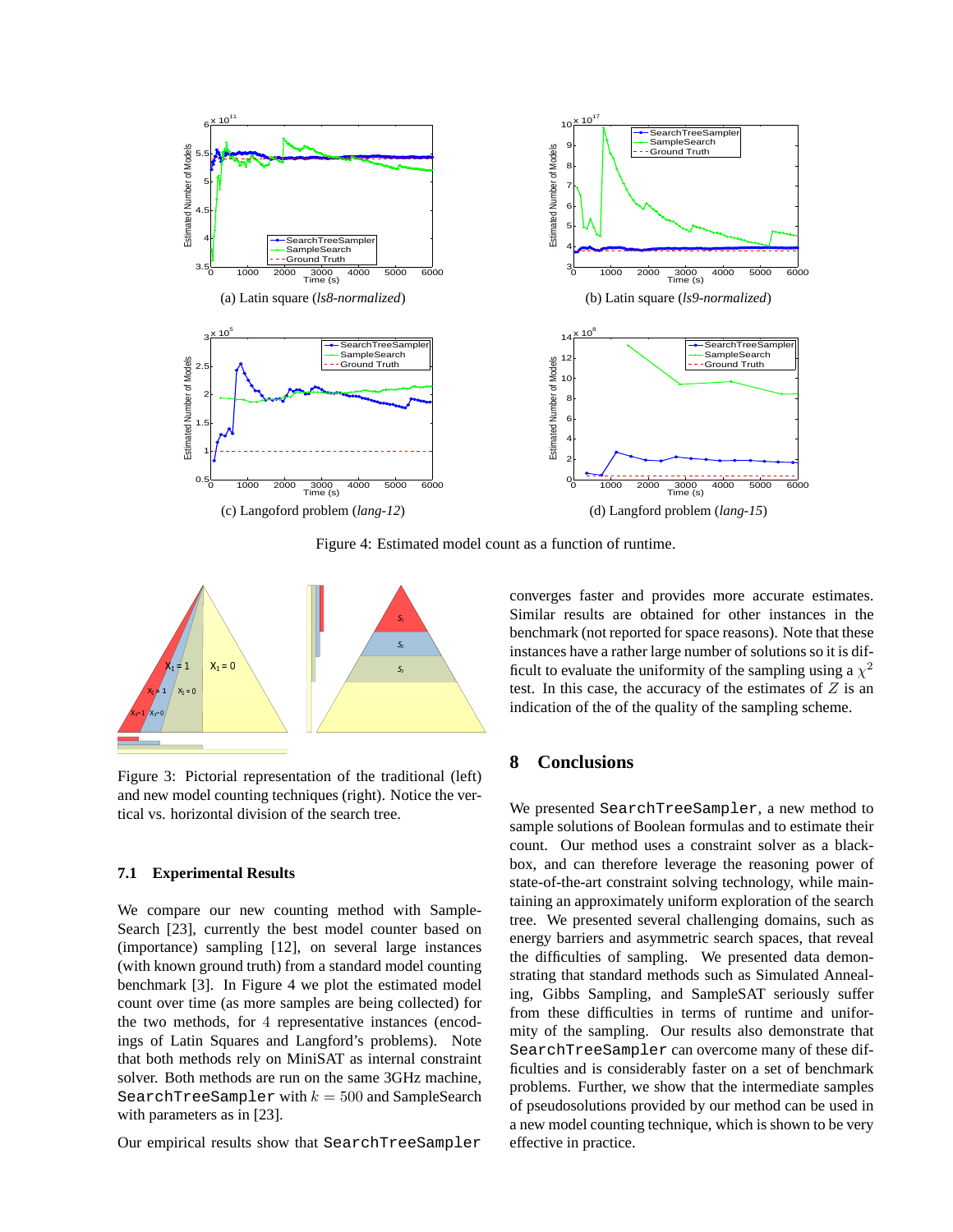(a) Latin square (*ls8-normalized*)

(b) Latin square (*ls9-normalized*)

(c) Langoford problem (*lang-12*)

(d) Langford problem (*lang-15*)

Figure 4: Estimated model count as a function of runtime.

Figure 3: Pictorial representation of the traditional (left) and new model counting techniques (right). Notice the vertical vs. horizontal division of the search tree.

### 7.1 Experimental Results

We compare our new counting method with SampleSearch [23], currently the best model counter based on (importance) sampling [12], on several large instances (with known ground truth) from a standard model counting benchmark [3]. In Figure 4 we plot the estimated model count over time (as more samples are being collected) for the two methods, for 4 representative instances (encodings of Latin Squares and Langford's problems). Note that both methods rely on MiniSAT as internal constraint solver. Both methods are run on the same 3GHz machine, `SearchTreeSampler` with $k = 500$ and SampleSearch with parameters as in [23].

Our empirical results show that `SearchTreeSampler` converges faster and provides more accurate estimates. Similar results are obtained for other instances in the benchmark (not reported for space reasons). Note that these instances have a rather large number of solutions so it is difficult to evaluate the uniformity of the sampling using a $\chi^2$ test. In this case, the accuracy of the estimates of $Z$ is an indication of the of the quality of the sampling scheme.

## 8 Conclusions

We presented `SearchTreeSampler`, a new method to sample solutions of Boolean formulas and to estimate their count. Our method uses a constraint solver as a black-box, and can therefore leverage the reasoning power of state-of-the-art constraint solving technology, while maintaining an approximately uniform exploration of the search tree. We presented several challenging domains, such as energy barriers and asymmetric search spaces, that reveal the difficulties of sampling. We presented data demonstrating that standard methods such as Simulated Annealing, Gibbs Sampling, and SampleSAT seriously suffer from these difficulties in terms of runtime and uniformity of the sampling. Our results also demonstrate that `SearchTreeSampler` can overcome many of these difficulties and is considerably faster on a set of benchmark problems. Further, we show that the intermediate samples of pseudosolutions provided by our method can be used in a new model counting technique, which is shown to be very effective in practice.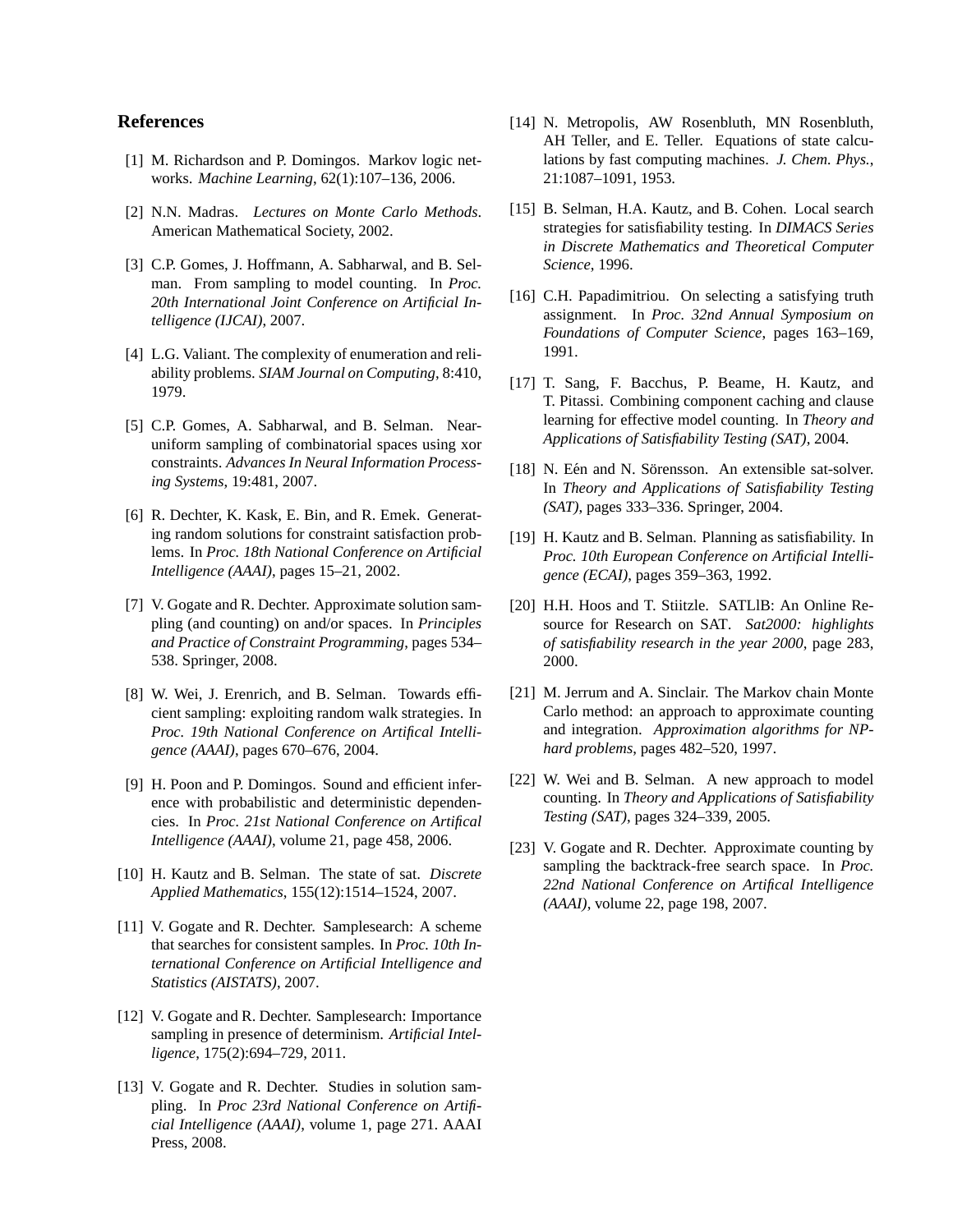## References

[1] M. Richardson and P. Domingos. Markov logic networks. *Machine Learning*, 62(1):107–136, 2006.

[2] N.N. Madras. *Lectures on Monte Carlo Methods*. American Mathematical Society, 2002.

[3] C.P. Gomes, J. Hoffmann, A. Sabharwal, and B. Selman. From sampling to model counting. In *Proc. 20th International Joint Conference on Artificial Intelligence (IJCAI)*, 2007.

[4] L.G. Valiant. The complexity of enumeration and reliability problems. *SIAM Journal on Computing*, 8:410, 1979.

[5] C.P. Gomes, A. Sabharwal, and B. Selman. Near-uniform sampling of combinatorial spaces using xor constraints. *Advances In Neural Information Processing Systems*, 19:481, 2007.

[6] R. Dechter, K. Kask, E. Bin, and R. Emek. Generating random solutions for constraint satisfaction problems. In *Proc. 18th National Conference on Artificial Intelligence (AAAI)*, pages 15–21, 2002.

[7] V. Gogate and R. Dechter. Approximate solution sampling (and counting) on and/or spaces. In *Principles and Practice of Constraint Programming*, pages 534–538. Springer, 2008.

[8] W. Wei, J. Erenrich, and B. Selman. Towards efficient sampling: exploiting random walk strategies. In *Proc. 19th National Conference on Artifical Intelligence (AAAI)*, pages 670–676, 2004.

[9] H. Poon and P. Domingos. Sound and efficient inference with probabilistic and deterministic dependencies. In *Proc. 21st National Conference on Artifical Intelligence (AAAI)*, volume 21, page 458, 2006.

[10] H. Kautz and B. Selman. The state of sat. *Discrete Applied Mathematics*, 155(12):1514–1524, 2007.

[11] V. Gogate and R. Dechter. Samplesearch: A scheme that searches for consistent samples. In *Proc. 10th International Conference on Artificial Intelligence and Statistics (AISTATS)*, 2007.

[12] V. Gogate and R. Dechter. Samplesearch: Importance sampling in presence of determinism. *Artificial Intelligence*, 175(2):694–729, 2011.

[13] V. Gogate and R. Dechter. Studies in solution sampling. In *Proc 23rd National Conference on Artificial Intelligence (AAAI)*, volume 1, page 271. AAAI Press, 2008.

[14] N. Metropolis, AW Rosenbluth, MN Rosenbluth, AH Teller, and E. Teller. Equations of state calculations by fast computing machines. *J. Chem. Phys.*, 21:1087–1091, 1953.

[15] B. Selman, H.A. Kautz, and B. Cohen. Local search strategies for satisfiability testing. In *DIMACS Series in Discrete Mathematics and Theoretical Computer Science*, 1996.

[16] C.H. Papadimitriou. On selecting a satisfying truth assignment. In *Proc. 32nd Annual Symposium on Foundations of Computer Science*, pages 163–169, 1991.

[17] T. Sang, F. Bacchus, P. Beame, H. Kautz, and T. Pitassi. Combining component caching and clause learning for effective model counting. In *Theory and Applications of Satisfiability Testing (SAT)*, 2004.

[18] N. Eén and N. Sörensson. An extensible sat-solver. In *Theory and Applications of Satisfiability Testing (SAT)*, pages 333–336. Springer, 2004.

[19] H. Kautz and B. Selman. Planning as satisfiability. In *Proc. 10th European Conference on Artificial Intelligence (ECAI)*, pages 359–363, 1992.

[20] H.H. Hoos and T. Stiitzle. SATLlB: An Online Resource for Research on SAT. *Sat2000: highlights of satisfiability research in the year 2000*, page 283, 2000.

[21] M. Jerrum and A. Sinclair. The Markov chain Monte Carlo method: an approach to approximate counting and integration. *Approximation algorithms for NP-hard problems*, pages 482–520, 1997.

[22] W. Wei and B. Selman. A new approach to model counting. In *Theory and Applications of Satisfiability Testing (SAT)*, pages 324–339, 2005.

[23] V. Gogate and R. Dechter. Approximate counting by sampling the backtrack-free search space. In *Proc. 22nd National Conference on Artifical Intelligence (AAAI)*, volume 22, page 198, 2007.